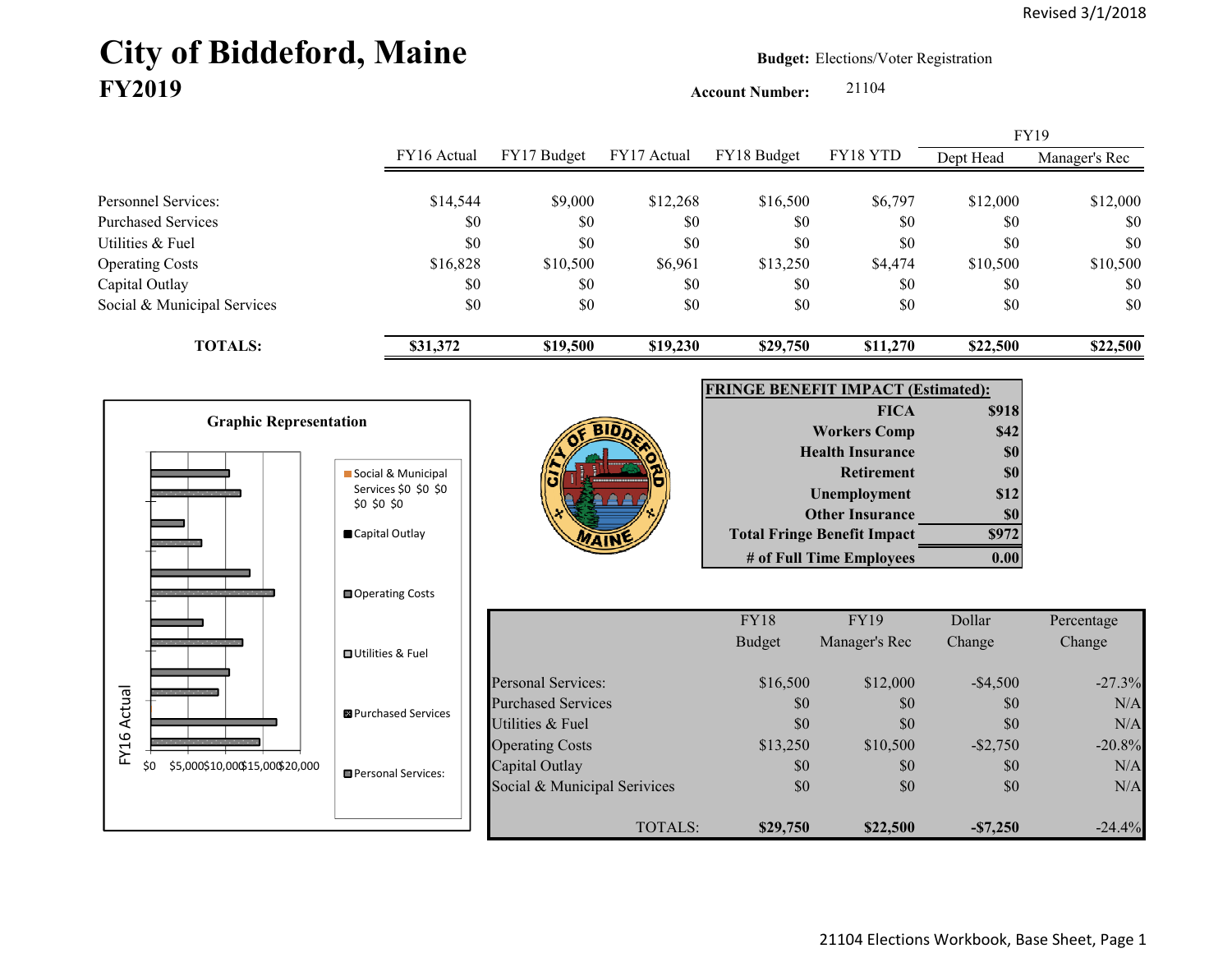Revised 3/1/2018

# City of Biddeford, Maine
## FY2019

**Budget:** Elections/Voter Registration

**Account Number:** 21104

| | FY16 Actual | FY17 Budget | FY17 Actual | FY18 Budget | FY18 YTD | FY19 Dept Head | FY19 Manager's Rec |
|---|---|---|---|---|---|---|---|
| Personnel Services: | $14,544 | $9,000 | $12,268 | $16,500 | $6,797 | $12,000 | $12,000 |
| Purchased Services | $0 | $0 | $0 | $0 | $0 | $0 | $0 |
| Utilities & Fuel | $0 | $0 | $0 | $0 | $0 | $0 | $0 |
| Operating Costs | $16,828 | $10,500 | $6,961 | $13,250 | $4,474 | $10,500 | $10,500 |
| Capital Outlay | $0 | $0 | $0 | $0 | $0 | $0 | $0 |
| Social & Municipal Services | $0 | $0 | $0 | $0 | $0 | $0 | $0 |
| **TOTALS:** | **$31,372** | **$19,500** | **$19,230** | **$29,750** | **$11,270** | **$22,500** | **$22,500** |

**Graphic Representation**

Legend: Social & Municipal Services $0 $0 $0 $0 $0 $0; Capital Outlay; Operating Costs; Utilities & Fuel; Purchased Services; Personal Services:

Axis: $0, $5,000, $10,000, $15,000, $20,000; FY16 Actual

| FRINGE BENEFIT IMPACT (Estimated): | |
|---|---|
| FICA | $918 |
| Workers Comp | $42 |
| Health Insurance | $0 |
| Retirement | $0 |
| Unemployment | $12 |
| Other Insurance | $0 |
| Total Fringe Benefit Impact | $972 |
| # of Full Time Employees | 0.00 |

| | FY18 Budget | FY19 Manager's Rec | Dollar Change | Percentage Change |
|---|---|---|---|---|
| Personal Services: | $16,500 | $12,000 | -$4,500 | -27.3% |
| Purchased Services | $0 | $0 | $0 | N/A |
| Utilities & Fuel | $0 | $0 | $0 | N/A |
| Operating Costs | $13,250 | $10,500 | -$2,750 | -20.8% |
| Capital Outlay | $0 | $0 | $0 | N/A |
| Social & Municipal Services | $0 | $0 | $0 | N/A |
| TOTALS: | **$29,750** | **$22,500** | **-$7,250** | -24.4% |

21104 Elections Workbook, Base Sheet, Page 1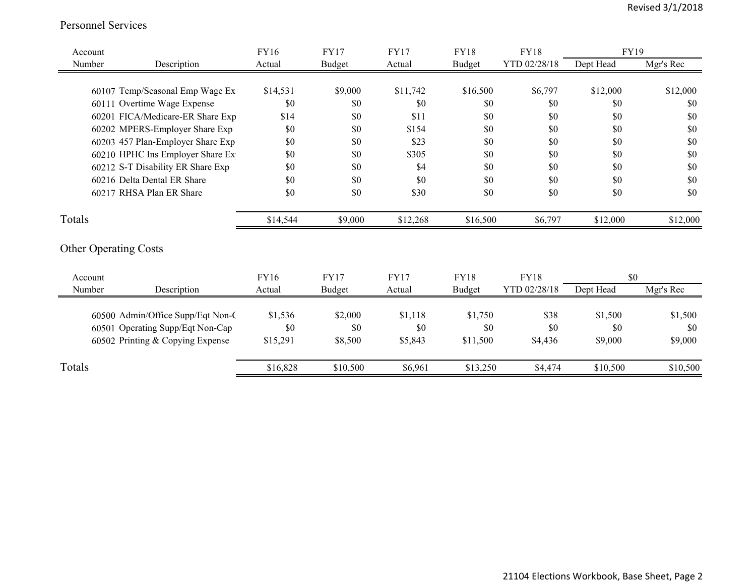## Personnel Services

| Account Number | Description | FY16 Actual | FY17 Budget | FY17 Actual | FY18 Budget | FY18 YTD 02/28/18 | FY19 Dept Head | FY19 Mgr's Rec |
|---|---|---|---|---|---|---|---|---|
| 60107 | Temp/Seasonal Emp Wage Ex | $14,531 | $9,000 | $11,742 | $16,500 | $6,797 | $12,000 | $12,000 |
| 60111 | Overtime Wage Expense | $0 | $0 | $0 | $0 | $0 | $0 | $0 |
| 60201 | FICA/Medicare-ER Share Exp | $14 | $0 | $11 | $0 | $0 | $0 | $0 |
| 60202 | MPERS-Employer Share Exp | $0 | $0 | $154 | $0 | $0 | $0 | $0 |
| 60203 | 457 Plan-Employer Share Exp | $0 | $0 | $23 | $0 | $0 | $0 | $0 |
| 60210 | HPHC Ins Employer Share Ex | $0 | $0 | $305 | $0 | $0 | $0 | $0 |
| 60212 | S-T Disability ER Share Exp | $0 | $0 | $4 | $0 | $0 | $0 | $0 |
| 60216 | Delta Dental ER Share | $0 | $0 | $0 | $0 | $0 | $0 | $0 |
| 60217 | RHSA Plan ER Share | $0 | $0 | $30 | $0 | $0 | $0 | $0 |
| **Totals** | | $14,544 | $9,000 | $12,268 | $16,500 | $6,797 | $12,000 | $12,000 |

## Other Operating Costs

| Account Number | Description | FY16 Actual | FY17 Budget | FY17 Actual | FY18 Budget | FY18 YTD 02/28/18 | $0 Dept Head | $0 Mgr's Rec |
|---|---|---|---|---|---|---|---|---|
| 60500 | Admin/Office Supp/Eqt Non-C | $1,536 | $2,000 | $1,118 | $1,750 | $38 | $1,500 | $1,500 |
| 60501 | Operating Supp/Eqt Non-Cap | $0 | $0 | $0 | $0 | $0 | $0 | $0 |
| 60502 | Printing & Copying Expense | $15,291 | $8,500 | $5,843 | $11,500 | $4,436 | $9,000 | $9,000 |
| **Totals** | | $16,828 | $10,500 | $6,961 | $13,250 | $4,474 | $10,500 | $10,500 |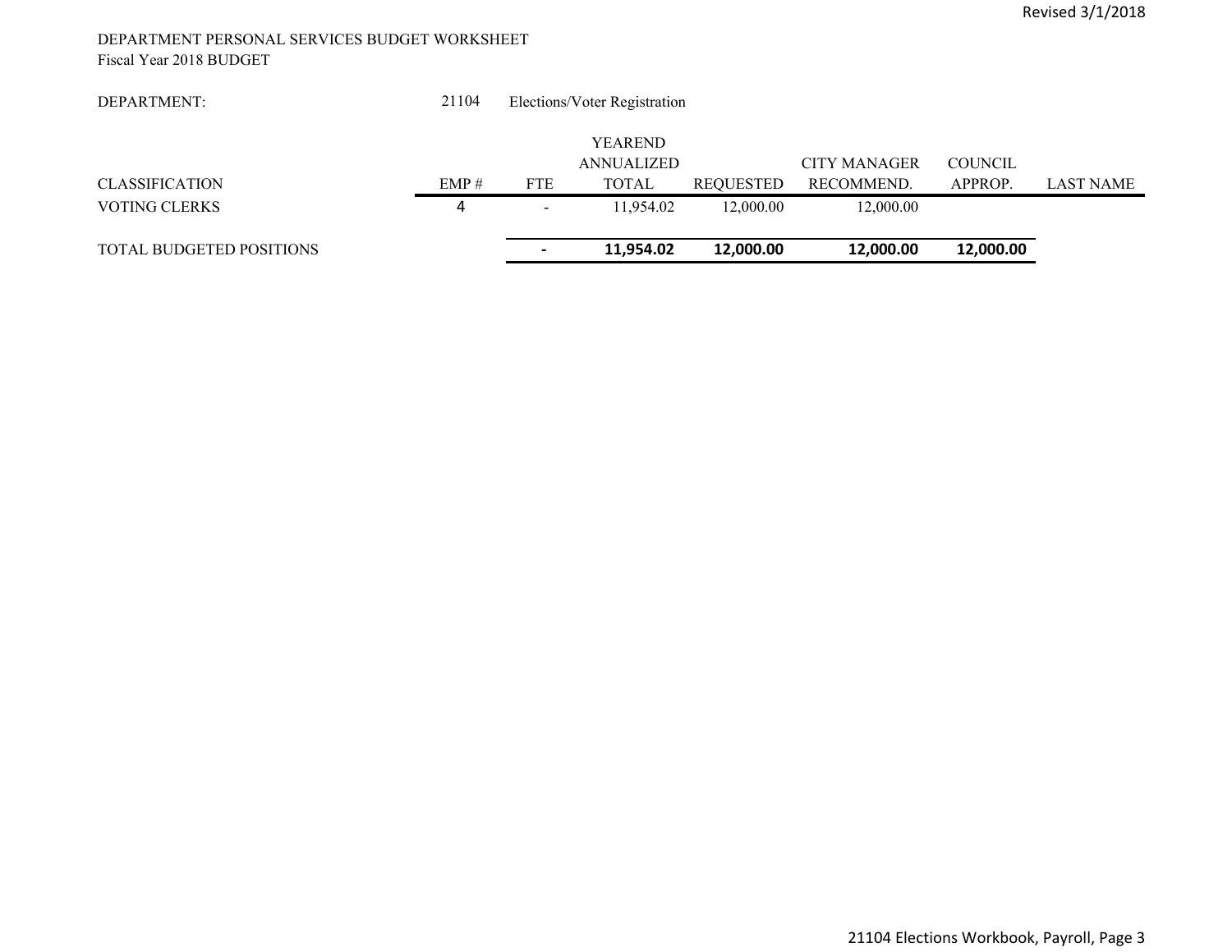DEPARTMENT PERSONAL SERVICES BUDGET WORKSHEET
Fiscal Year 2018 BUDGET

DEPARTMENT: 21104 Elections/Voter Registration

| CLASSIFICATION | EMP # | FTE | YEAREND ANNUALIZED TOTAL | REQUESTED | CITY MANAGER RECOMMEND. | COUNCIL APPROP. | LAST NAME |
|---|---|---|---|---|---|---|---|
| VOTING CLERKS | 4 | - | 11,954.02 | 12,000.00 | 12,000.00 | | |
| TOTAL BUDGETED POSITIONS | | **-** | **11,954.02** | **12,000.00** | **12,000.00** | **12,000.00** | |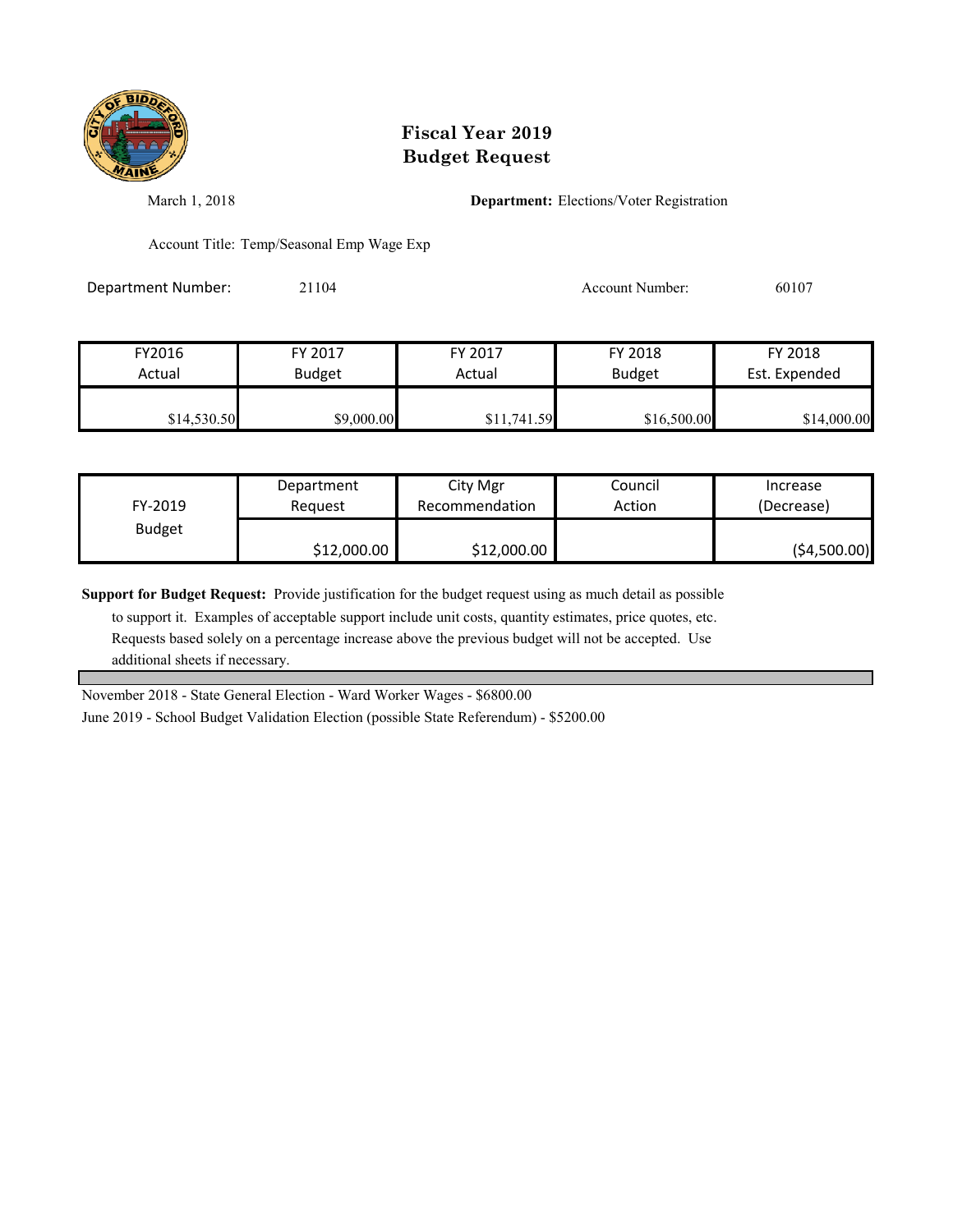# Fiscal Year 2019
# Budget Request

March 1, 2018

**Department:** Elections/Voter Registration

Account Title: Temp/Seasonal Emp Wage Exp

Department Number: 21104

Account Number: 60107

| FY2016 Actual | FY 2017 Budget | FY 2017 Actual | FY 2018 Budget | FY 2018 Est. Expended |
|---|---|---|---|---|
| $14,530.50 | $9,000.00 | $11,741.59 | $16,500.00 | $14,000.00 |

| FY-2019 Budget | Department Request | City Mgr Recommendation | Council Action | Increase (Decrease) |
|---|---|---|---|---|
| | $12,000.00 | $12,000.00 | | ($4,500.00) |

**Support for Budget Request:** Provide justification for the budget request using as much detail as possible to support it. Examples of acceptable support include unit costs, quantity estimates, price quotes, etc. Requests based solely on a percentage increase above the previous budget will not be accepted. Use additional sheets if necessary.

November 2018 - State General Election - Ward Worker Wages - $6800.00

June 2019 - School Budget Validation Election (possible State Referendum) - $5200.00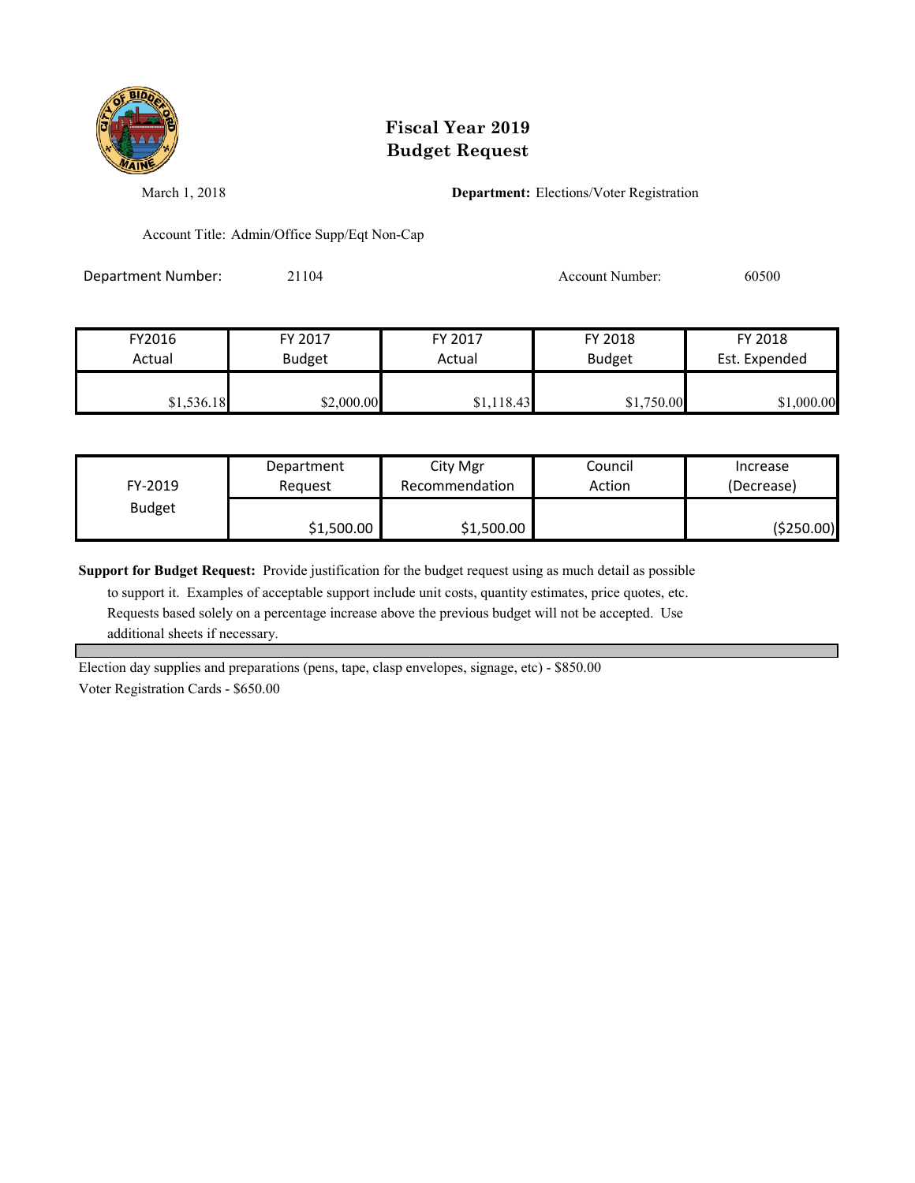# Fiscal Year 2019
# Budget Request

March 1, 2018

**Department:** Elections/Voter Registration

Account Title: Admin/Office Supp/Eqt Non-Cap

Department Number: 21104

Account Number: 60500

| FY2016 Actual | FY 2017 Budget | FY 2017 Actual | FY 2018 Budget | FY 2018 Est. Expended |
|---|---|---|---|---|
| $1,536.18 | $2,000.00 | $1,118.43 | $1,750.00 | $1,000.00 |

| FY-2019 Budget | Department Request | City Mgr Recommendation | Council Action | Increase (Decrease) |
|---|---|---|---|---|
| | $1,500.00 | $1,500.00 | | ($250.00) |

**Support for Budget Request:** Provide justification for the budget request using as much detail as possible to support it. Examples of acceptable support include unit costs, quantity estimates, price quotes, etc. Requests based solely on a percentage increase above the previous budget will not be accepted. Use additional sheets if necessary.

Election day supplies and preparations (pens, tape, clasp envelopes, signage, etc) - $850.00

Voter Registration Cards - $650.00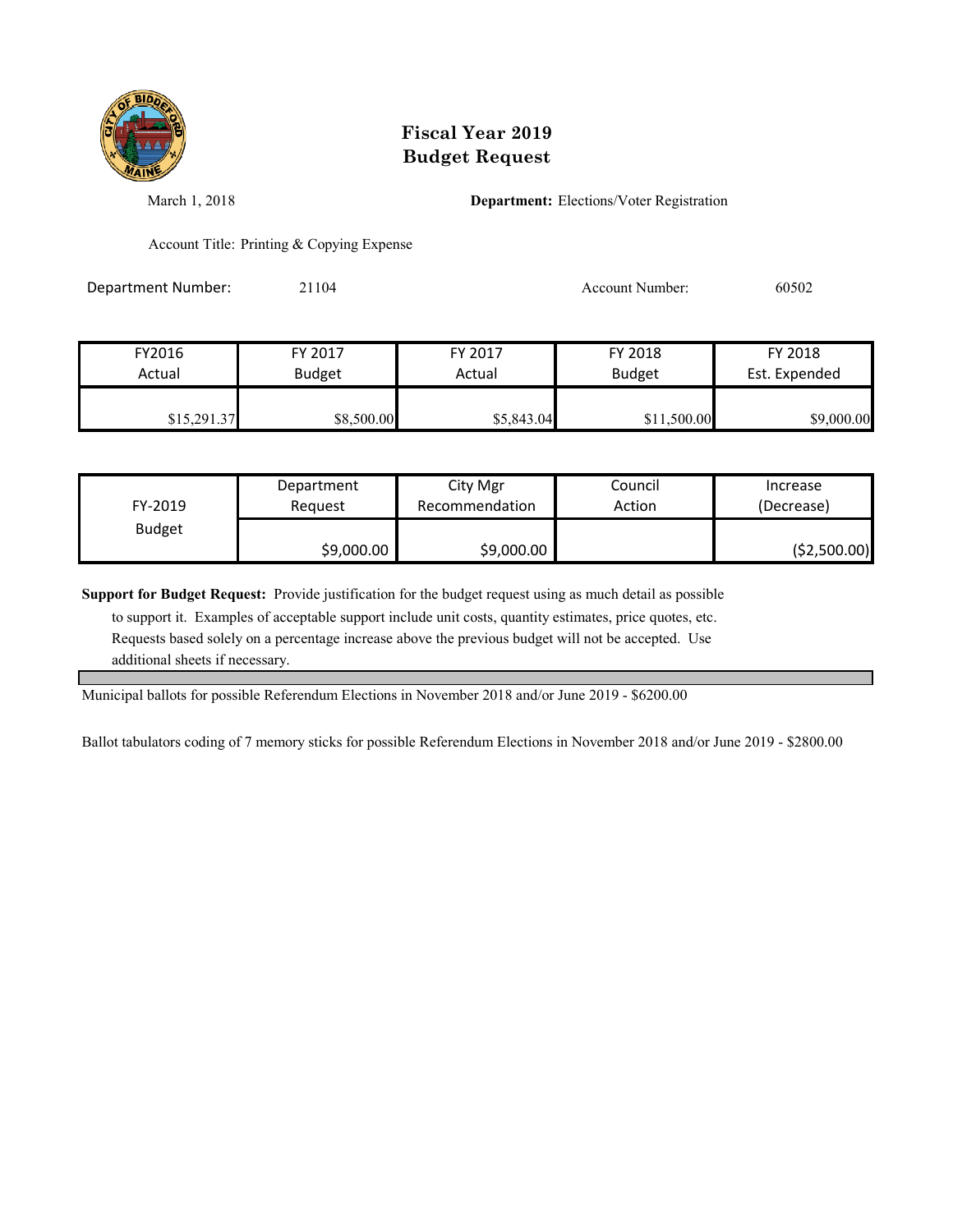# Fiscal Year 2019
# Budget Request

March 1, 2018

**Department:** Elections/Voter Registration

Account Title: Printing & Copying Expense

Department Number: 21104

Account Number: 60502

| FY2016 Actual | FY 2017 Budget | FY 2017 Actual | FY 2018 Budget | FY 2018 Est. Expended |
|---|---|---|---|---|
| $15,291.37 | $8,500.00 | $5,843.04 | $11,500.00 | $9,000.00 |

| FY-2019 Budget | Department Request | City Mgr Recommendation | Council Action | Increase (Decrease) |
|---|---|---|---|---|
| | $9,000.00 | $9,000.00 | | ($2,500.00) |

**Support for Budget Request:** Provide justification for the budget request using as much detail as possible to support it. Examples of acceptable support include unit costs, quantity estimates, price quotes, etc. Requests based solely on a percentage increase above the previous budget will not be accepted. Use additional sheets if necessary.

Municipal ballots for possible Referendum Elections in November 2018 and/or June 2019 - $6200.00

Ballot tabulators coding of 7 memory sticks for possible Referendum Elections in November 2018 and/or June 2019 - $2800.00